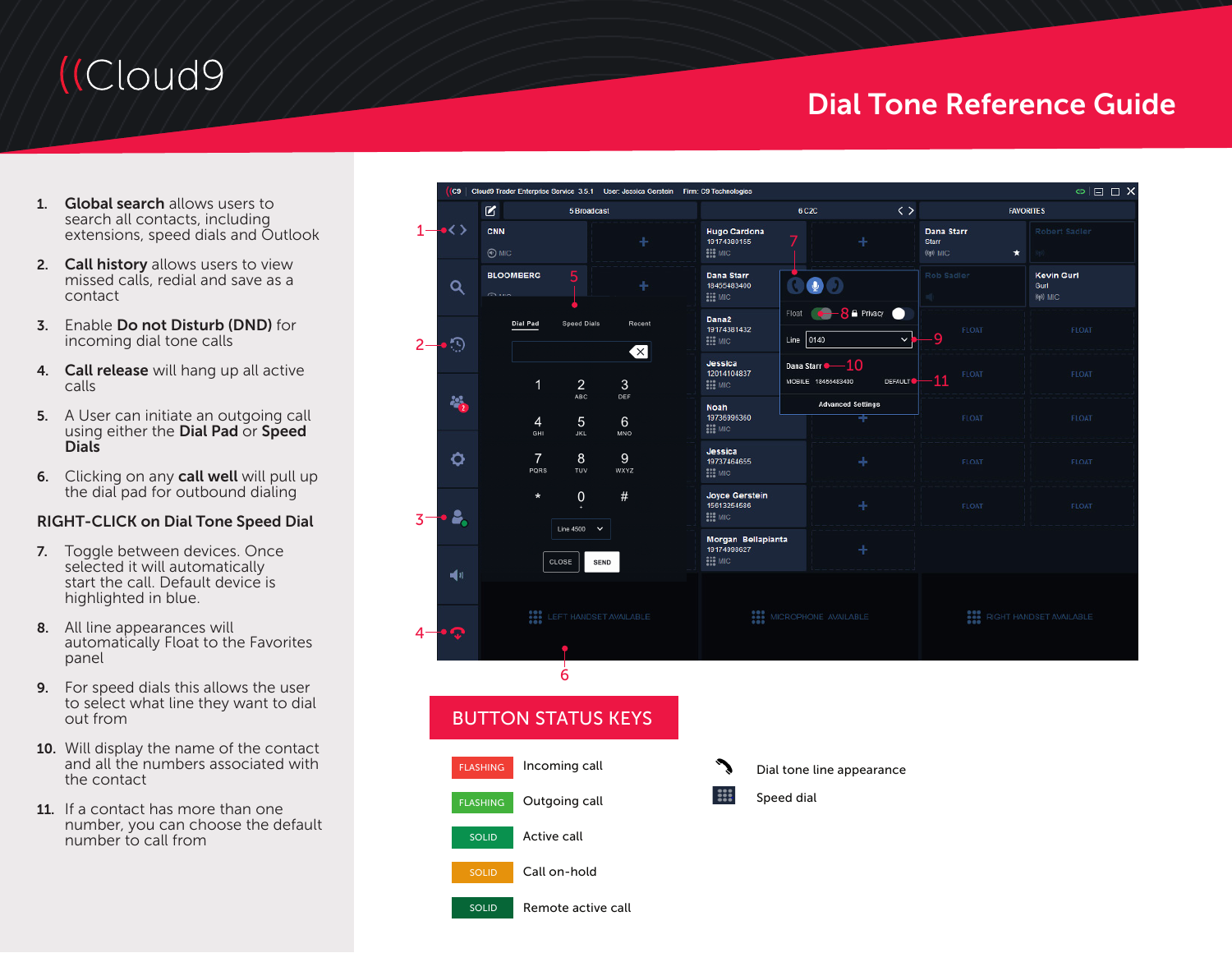# Dial Tone Reference Guide

1. **Global search** allows users to search all contacts, including extensions, speed dials and Outlook
2. **Call history** allows users to view missed calls, redial and save as a contact
3. Enable **Do not Disturb (DND)** for incoming dial tone calls
4. **Call release** will hang up all active calls
5. A User can initiate an outgoing call using either the **Dial Pad** or **Speed Dials**
6. Clicking on any **call well** will pull up the dial pad for outbound dialing

**RIGHT-CLICK on Dial Tone Speed Dial**

7. Toggle between devices. Once selected it will automatically start the call. Default device is highlighted in blue.
8. All line appearances will automatically Float to the Favorites panel
9. For speed dials this allows the user to select what line they want to dial out from
10. Will display the name of the contact and all the numbers associated with the contact
11. If a contact has more than one number, you can choose the default number to call from

## BUTTON STATUS KEYS

| Key | Status |
|---|---|
| FLASHING (red) | Incoming call |
| FLASHING (green) | Outgoing call |
| SOLID (green) | Active call |
| SOLID (orange) | Call on-hold |
| SOLID (dark green) | Remote active call |

Dial tone line appearance

Speed dial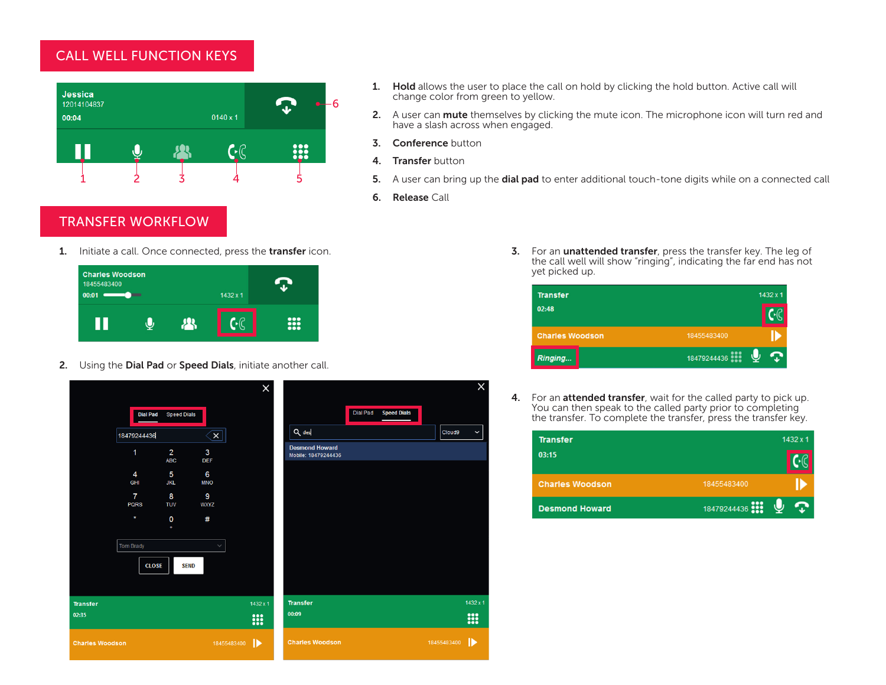## CALL WELL FUNCTION KEYS

1. **Hold** allows the user to place the call on hold by clicking the hold button. Active call will change color from green to yellow.
2. A user can **mute** themselves by clicking the mute icon. The microphone icon will turn red and have a slash across when engaged.
3. **Conference** button
4. **Transfer** button
5. A user can bring up the **dial pad** to enter additional touch-tone digits while on a connected call
6. **Release** Call

## TRANSFER WORKFLOW

1. Initiate a call. Once connected, press the **transfer** icon.
2. Using the **Dial Pad** or **Speed Dials**, initiate another call.
3. For an **unattended transfer**, press the transfer key. The leg of the call well will show "ringing", indicating the far end has not yet picked up.
4. For an **attended transfer**, wait for the called party to pick up. You can then speak to the called party prior to completing the transfer. To complete the transfer, press the transfer key.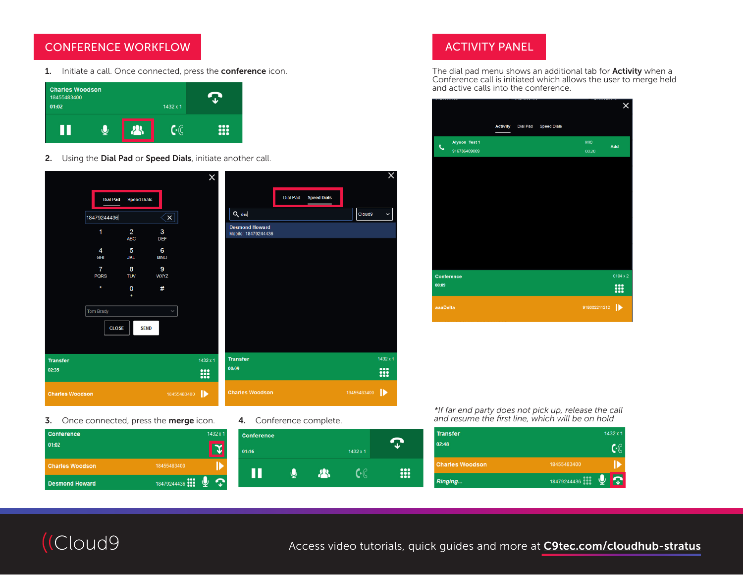## CONFERENCE WORKFLOW

1. Initiate a call. Once connected, press the **conference** icon.

2. Using the **Dial Pad** or **Speed Dials**, initiate another call.

3. Once connected, press the **merge** icon.

4. Conference complete.

## ACTIVITY PANEL

The dial pad menu shows an additional tab for **Activity** when a Conference call is initiated which allows the user to merge held and active calls into the conference.

*If far end party does not pick up, release the call and resume the first line, which will be on hold*

Access video tutorials, quick guides and more at **C9tec.com/cloudhub-stratus**